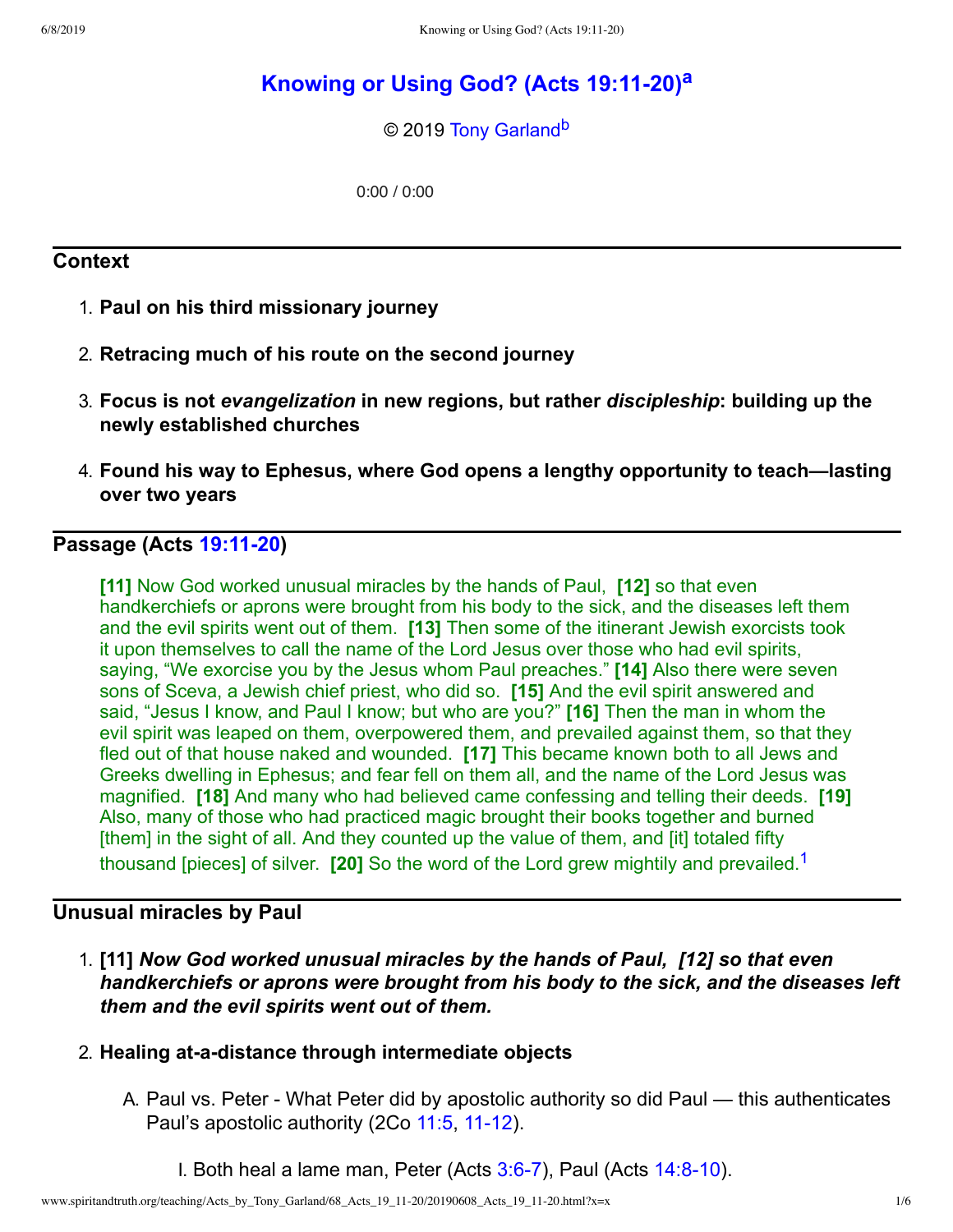# Knowing or Using God? (Acts 19:11-20)[a]

© 2019 Tony Garland[b]

0:00 / 0:00

## Context

1. **Paul on his third missionary journey**
2. **Retracing much of his route on the second journey**
3. **Focus is not *evangelization* in new regions, but rather *discipleship*: building up the newly established churches**
4. **Found his way to Ephesus, where God opens a lengthy opportunity to teach—lasting over two years**

## Passage (Acts 19:11-20)

> **[11]** Now God worked unusual miracles by the hands of Paul, **[12]** so that even handkerchiefs or aprons were brought from his body to the sick, and the diseases left them and the evil spirits went out of them. **[13]** Then some of the itinerant Jewish exorcists took it upon themselves to call the name of the Lord Jesus over those who had evil spirits, saying, "We exorcise you by the Jesus whom Paul preaches." **[14]** Also there were seven sons of Sceva, a Jewish chief priest, who did so. **[15]** And the evil spirit answered and said, "Jesus I know, and Paul I know; but who are you?" **[16]** Then the man in whom the evil spirit was leaped on them, overpowered them, and prevailed against them, so that they fled out of that house naked and wounded. **[17]** This became known both to all Jews and Greeks dwelling in Ephesus; and fear fell on them all, and the name of the Lord Jesus was magnified. **[18]** And many who had believed came confessing and telling their deeds. **[19]** Also, many of those who had practiced magic brought their books together and burned [them] in the sight of all. And they counted up the value of them, and [it] totaled fifty thousand [pieces] of silver. **[20]** So the word of the Lord grew mightily and prevailed.[1]

## Unusual miracles by Paul

1. **[11] *Now God worked unusual miracles by the hands of Paul, [12] so that even handkerchiefs or aprons were brought from his body to the sick, and the diseases left them and the evil spirits went out of them.***
2. **Healing at-a-distance through intermediate objects**
   A. Paul vs. Peter - What Peter did by apostolic authority so did Paul — this authenticates Paul's apostolic authority (2Co 11:5, 11-12).
      I. Both heal a lame man, Peter (Acts 3:6-7), Paul (Acts 14:8-10).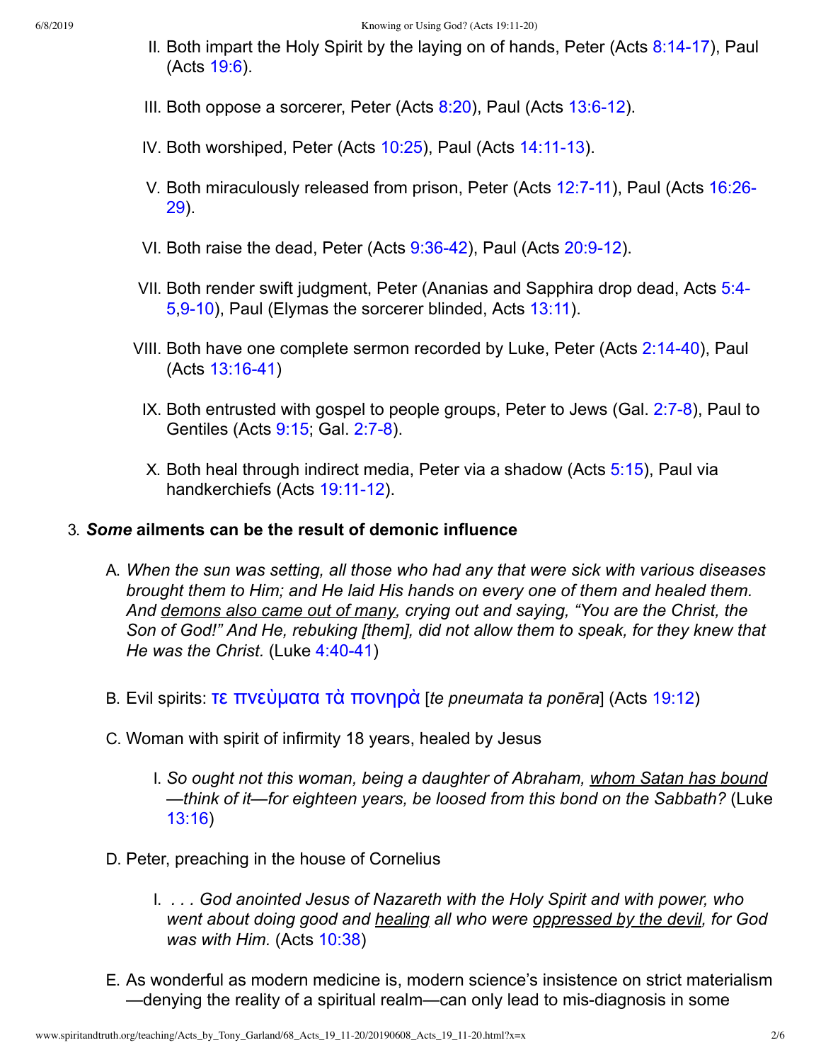II. Both impart the Holy Spirit by the laying on of hands, Peter (Acts 8:14-17), Paul (Acts 19:6).

III. Both oppose a sorcerer, Peter (Acts 8:20), Paul (Acts 13:6-12).

IV. Both worshiped, Peter (Acts 10:25), Paul (Acts 14:11-13).

V. Both miraculously released from prison, Peter (Acts 12:7-11), Paul (Acts 16:26-29).

VI. Both raise the dead, Peter (Acts 9:36-42), Paul (Acts 20:9-12).

VII. Both render swift judgment, Peter (Ananias and Sapphira drop dead, Acts 5:4-5,9-10), Paul (Elymas the sorcerer blinded, Acts 13:11).

VIII. Both have one complete sermon recorded by Luke, Peter (Acts 2:14-40), Paul (Acts 13:16-41)

IX. Both entrusted with gospel to people groups, Peter to Jews (Gal. 2:7-8), Paul to Gentiles (Acts 9:15; Gal. 2:7-8).

X. Both heal through indirect media, Peter via a shadow (Acts 5:15), Paul via handkerchiefs (Acts 19:11-12).

3. ***Some* ailments can be the result of demonic influence**

   A. *When the sun was setting, all those who had any that were sick with various diseases brought them to Him; and He laid His hands on every one of them and healed them. And demons also came out of many, crying out and saying, "You are the Christ, the Son of God!" And He, rebuking [them], did not allow them to speak, for they knew that He was the Christ.* (Luke 4:40-41)

   B. Evil spirits: τε πνεὺματα τὰ πονηρὰ [*te pneumata ta ponēra*] (Acts 19:12)

   C. Woman with spirit of infirmity 18 years, healed by Jesus

      I. *So ought not this woman, being a daughter of Abraham, whom Satan has bound—think of it—for eighteen years, be loosed from this bond on the Sabbath?* (Luke 13:16)

   D. Peter, preaching in the house of Cornelius

      I. *. . . God anointed Jesus of Nazareth with the Holy Spirit and with power, who went about doing good and healing all who were oppressed by the devil, for God was with Him.* (Acts 10:38)

   E. As wonderful as modern medicine is, modern science's insistence on strict materialism—denying the reality of a spiritual realm—can only lead to mis-diagnosis in some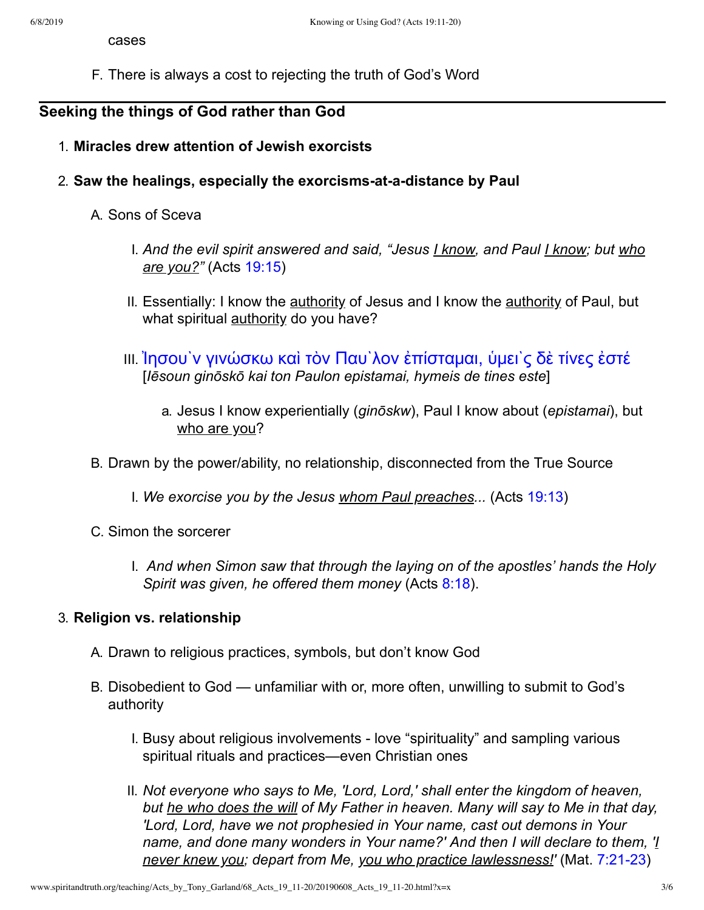cases

F. There is always a cost to rejecting the truth of God's Word

---

## Seeking the things of God rather than God

1. **Miracles drew attention of Jewish exorcists**

2. **Saw the healings, especially the exorcisms-at-a-distance by Paul**

   A. Sons of Sceva

      I. *And the evil spirit answered and said, "Jesus I know, and Paul I know; but who are you?"* (Acts 19:15)

      II. Essentially: I know the authority of Jesus and I know the authority of Paul, but what spiritual authority do you have?

      III. Ἰησου`ν γινώσκω καὶ τὸν Παυ`λον ἐπίσταμαι, ὑμει`ς δὲ τίνες ἐστέ [*Iēsoun ginōskō kai ton Paulon epistamai, hymeis de tines este*]

         a. Jesus I know experientially (*ginōskw*), Paul I know about (*epistamai*), but who are you?

   B. Drawn by the power/ability, no relationship, disconnected from the True Source

      I. *We exorcise you by the Jesus whom Paul preaches...* (Acts 19:13)

   C. Simon the sorcerer

      I. *And when Simon saw that through the laying on of the apostles' hands the Holy Spirit was given, he offered them money* (Acts 8:18).

3. **Religion vs. relationship**

   A. Drawn to religious practices, symbols, but don't know God

   B. Disobedient to God — unfamiliar with or, more often, unwilling to submit to God's authority

      I. Busy about religious involvements - love "spirituality" and sampling various spiritual rituals and practices—even Christian ones

      II. *Not everyone who says to Me, 'Lord, Lord,' shall enter the kingdom of heaven, but he who does the will of My Father in heaven. Many will say to Me in that day, 'Lord, Lord, have we not prophesied in Your name, cast out demons in Your name, and done many wonders in Your name?' And then I will declare to them, 'I never knew you; depart from Me, you who practice lawlessness!'* (Mat. 7:21-23)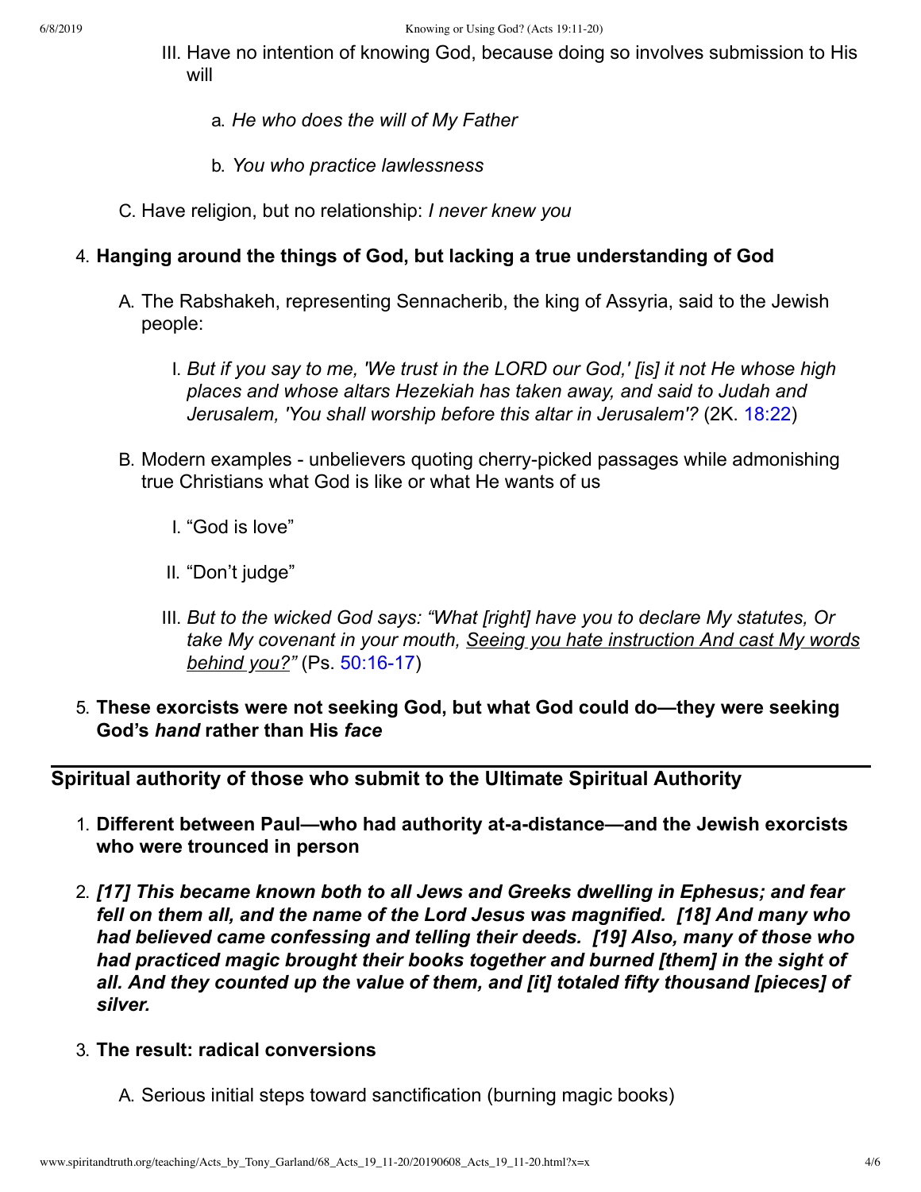III. Have no intention of knowing God, because doing so involves submission to His will

a. *He who does the will of My Father*

b. *You who practice lawlessness*

C. Have religion, but no relationship: *I never knew you*

4. **Hanging around the things of God, but lacking a true understanding of God**

    A. The Rabshakeh, representing Sennacherib, the king of Assyria, said to the Jewish people:

    I. *But if you say to me, 'We trust in the LORD our God,' [is] it not He whose high places and whose altars Hezekiah has taken away, and said to Judah and Jerusalem, 'You shall worship before this altar in Jerusalem'?* (2K. 18:22)

    B. Modern examples - unbelievers quoting cherry-picked passages while admonishing true Christians what God is like or what He wants of us

    I. "God is love"

    II. "Don't judge"

    III. *But to the wicked God says: "What [right] have you to declare My statutes, Or take My covenant in your mouth, <u>Seeing you hate instruction And cast My words behind you?</u>"* (Ps. 50:16-17)

5. **These exorcists were not seeking God, but what God could do—they were seeking God's *hand* rather than His *face***

---

**Spiritual authority of those who submit to the Ultimate Spiritual Authority**

1. **Different between Paul—who had authority at-a-distance—and the Jewish exorcists who were trounced in person**

2. ***[17] This became known both to all Jews and Greeks dwelling in Ephesus; and fear fell on them all, and the name of the Lord Jesus was magnified. [18] And many who had believed came confessing and telling their deeds. [19] Also, many of those who had practiced magic brought their books together and burned [them] in the sight of all. And they counted up the value of them, and [it] totaled fifty thousand [pieces] of silver.***

3. **The result: radical conversions**

    A. Serious initial steps toward sanctification (burning magic books)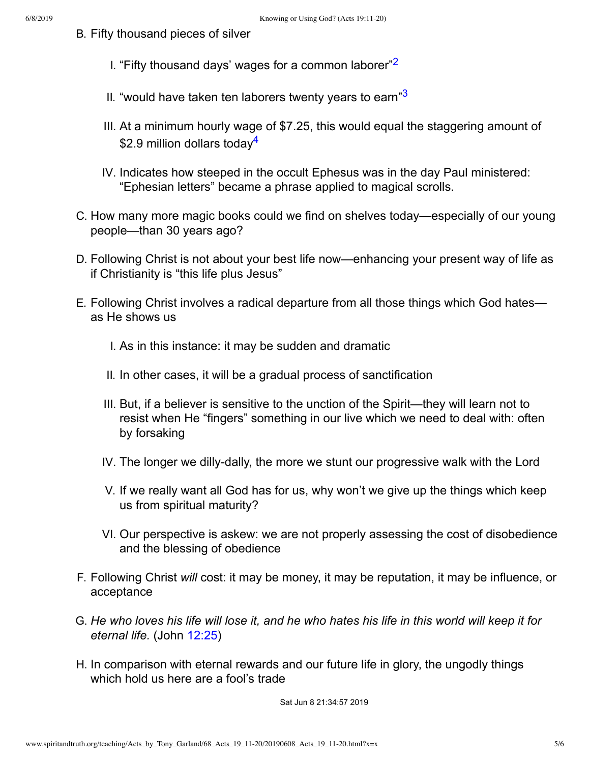B. Fifty thousand pieces of silver

   I. "Fifty thousand days' wages for a common laborer"[2]

   II. "would have taken ten laborers twenty years to earn"[3]

   III. At a minimum hourly wage of $7.25, this would equal the staggering amount of $2.9 million dollars today[4]

   IV. Indicates how steeped in the occult Ephesus was in the day Paul ministered: "Ephesian letters" became a phrase applied to magical scrolls.

C. How many more magic books could we find on shelves today—especially of our young people—than 30 years ago?

D. Following Christ is not about your best life now—enhancing your present way of life as if Christianity is "this life plus Jesus"

E. Following Christ involves a radical departure from all those things which God hates—as He shows us

   I. As in this instance: it may be sudden and dramatic

   II. In other cases, it will be a gradual process of sanctification

   III. But, if a believer is sensitive to the unction of the Spirit—they will learn not to resist when He "fingers" something in our live which we need to deal with: often by forsaking

   IV. The longer we dilly-dally, the more we stunt our progressive walk with the Lord

   V. If we really want all God has for us, why won't we give up the things which keep us from spiritual maturity?

   VI. Our perspective is askew: we are not properly assessing the cost of disobedience and the blessing of obedience

F. Following Christ *will* cost: it may be money, it may be reputation, it may be influence, or acceptance

G. *He who loves his life will lose it, and he who hates his life in this world will keep it for eternal life.* (John 12:25)

H. In comparison with eternal rewards and our future life in glory, the ungodly things which hold us here are a fool's trade

Sat Jun 8 21:34:57 2019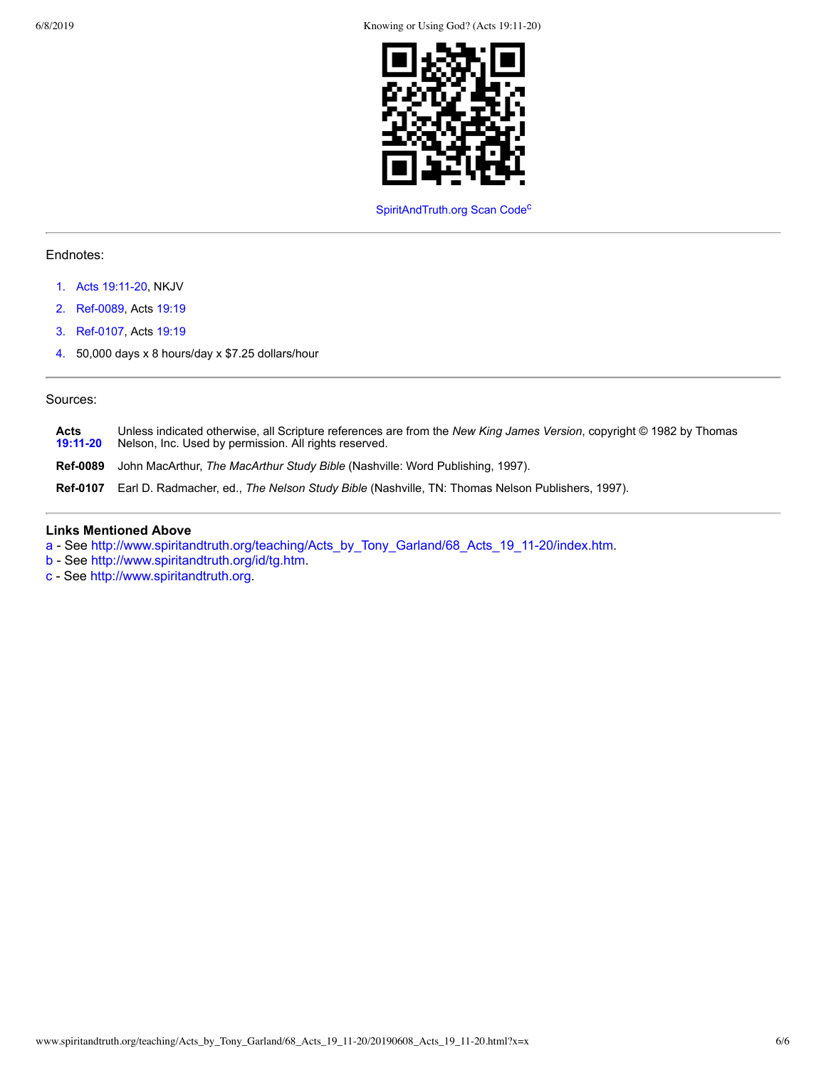SpiritAndTruth.org Scan Code[c]

---

Endnotes:

1. Acts 19:11-20, NKJV
2. Ref-0089, Acts 19:19
3. Ref-0107, Acts 19:19
4. 50,000 days x 8 hours/day x $7.25 dollars/hour

---

Sources:

| | |
|---|---|
| **Acts 19:11-20** | Unless indicated otherwise, all Scripture references are from the *New King James Version*, copyright © 1982 by Thomas Nelson, Inc. Used by permission. All rights reserved. |
| **Ref-0089** | John MacArthur, *The MacArthur Study Bible* (Nashville: Word Publishing, 1997). |
| **Ref-0107** | Earl D. Radmacher, ed., *The Nelson Study Bible* (Nashville, TN: Thomas Nelson Publishers, 1997). |

---

**Links Mentioned Above**

a - See http://www.spiritandtruth.org/teaching/Acts_by_Tony_Garland/68_Acts_19_11-20/index.htm.
b - See http://www.spiritandtruth.org/id/tg.htm.
c - See http://www.spiritandtruth.org.